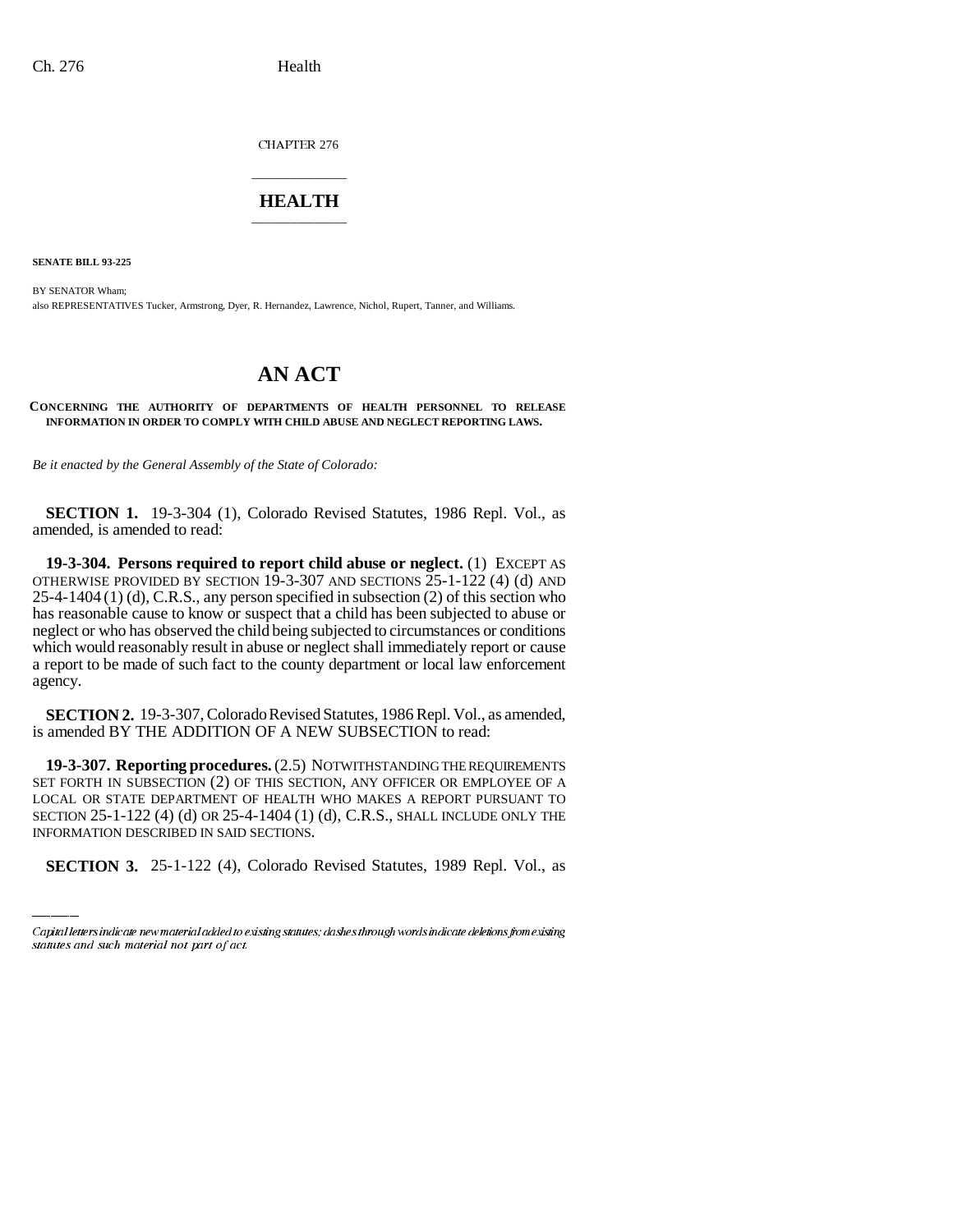CHAPTER 276

# HEALTH

**SENATE BILL 93-225**

BY SENATOR Wham;

also REPRESENTATIVES Tucker, Armstrong, Dyer, R. Hernandez, Lawrence, Nichol, Rupert, Tanner, and Williams.

# AN ACT

**CONCERNING THE AUTHORITY OF DEPARTMENTS OF HEALTH PERSONNEL TO RELEASE INFORMATION IN ORDER TO COMPLY WITH CHILD ABUSE AND NEGLECT REPORTING LAWS.**

*Be it enacted by the General Assembly of the State of Colorado:*

**SECTION 1.** 19-3-304 (1), Colorado Revised Statutes, 1986 Repl. Vol., as amended, is amended to read:

**19-3-304. Persons required to report child abuse or neglect.** (1) EXCEPT AS OTHERWISE PROVIDED BY SECTION 19-3-307 AND SECTIONS 25-1-122 (4) (d) AND 25-4-1404 (1) (d), C.R.S., any person specified in subsection (2) of this section who has reasonable cause to know or suspect that a child has been subjected to abuse or neglect or who has observed the child being subjected to circumstances or conditions which would reasonably result in abuse or neglect shall immediately report or cause a report to be made of such fact to the county department or local law enforcement agency.

**SECTION 2.** 19-3-307, Colorado Revised Statutes, 1986 Repl. Vol., as amended, is amended BY THE ADDITION OF A NEW SUBSECTION to read:

**19-3-307. Reporting procedures.** (2.5) NOTWITHSTANDING THE REQUIREMENTS SET FORTH IN SUBSECTION (2) OF THIS SECTION, ANY OFFICER OR EMPLOYEE OF A LOCAL OR STATE DEPARTMENT OF HEALTH WHO MAKES A REPORT PURSUANT TO SECTION 25-1-122 (4) (d) OR 25-4-1404 (1) (d), C.R.S., SHALL INCLUDE ONLY THE INFORMATION DESCRIBED IN SAID SECTIONS.

**SECTION 3.** 25-1-122 (4), Colorado Revised Statutes, 1989 Repl. Vol., as

Capital letters indicate new material added to existing statutes; dashes through words indicate deletions from existing statutes and such material not part of act.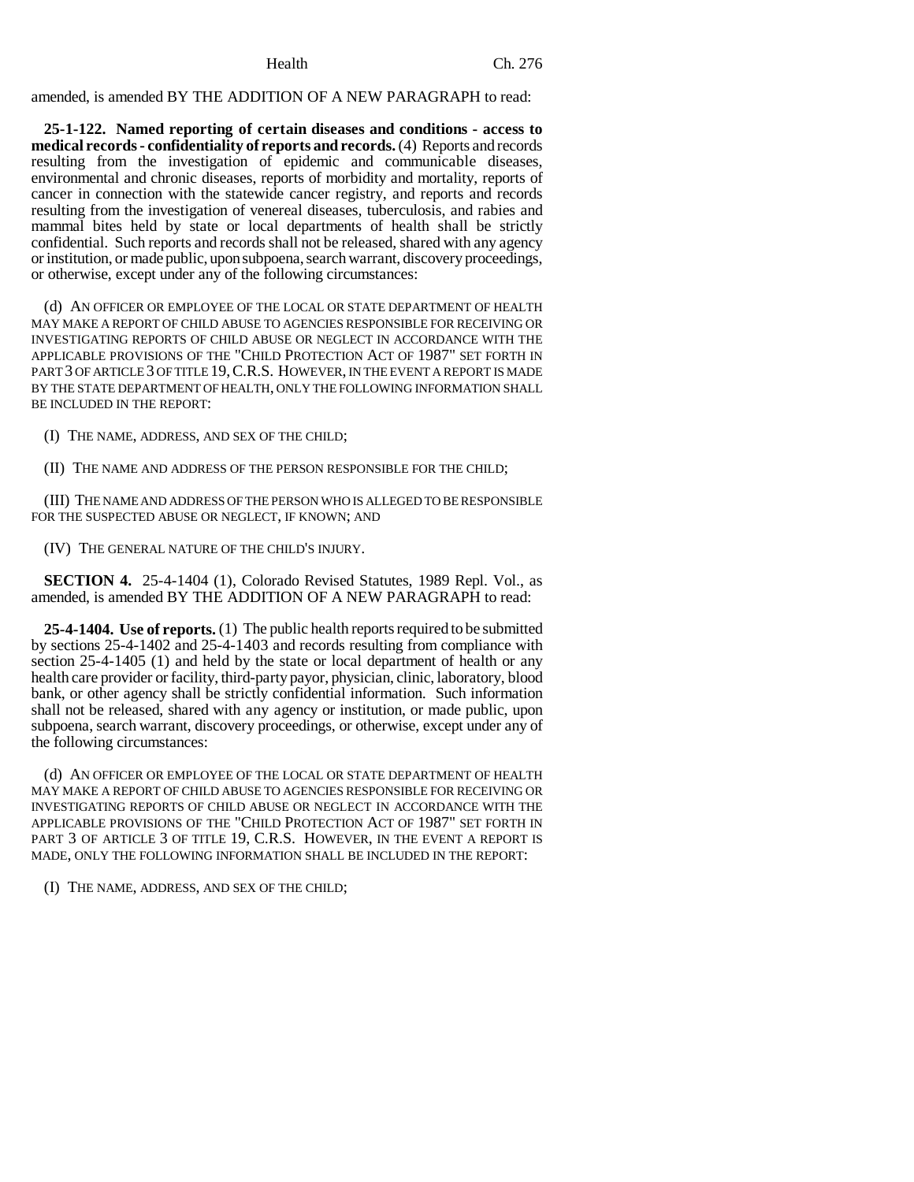amended, is amended BY THE ADDITION OF A NEW PARAGRAPH to read:

**25-1-122. Named reporting of certain diseases and conditions - access to medical records - confidentiality of reports and records.** (4) Reports and records resulting from the investigation of epidemic and communicable diseases, environmental and chronic diseases, reports of morbidity and mortality, reports of cancer in connection with the statewide cancer registry, and reports and records resulting from the investigation of venereal diseases, tuberculosis, and rabies and mammal bites held by state or local departments of health shall be strictly confidential. Such reports and records shall not be released, shared with any agency or institution, or made public, upon subpoena, search warrant, discovery proceedings, or otherwise, except under any of the following circumstances:

(d) AN OFFICER OR EMPLOYEE OF THE LOCAL OR STATE DEPARTMENT OF HEALTH MAY MAKE A REPORT OF CHILD ABUSE TO AGENCIES RESPONSIBLE FOR RECEIVING OR INVESTIGATING REPORTS OF CHILD ABUSE OR NEGLECT IN ACCORDANCE WITH THE APPLICABLE PROVISIONS OF THE "CHILD PROTECTION ACT OF 1987" SET FORTH IN PART 3 OF ARTICLE 3 OF TITLE 19, C.R.S. HOWEVER, IN THE EVENT A REPORT IS MADE BY THE STATE DEPARTMENT OF HEALTH, ONLY THE FOLLOWING INFORMATION SHALL BE INCLUDED IN THE REPORT:

(I) THE NAME, ADDRESS, AND SEX OF THE CHILD;

(II) THE NAME AND ADDRESS OF THE PERSON RESPONSIBLE FOR THE CHILD;

(III) THE NAME AND ADDRESS OF THE PERSON WHO IS ALLEGED TO BE RESPONSIBLE FOR THE SUSPECTED ABUSE OR NEGLECT, IF KNOWN; AND

(IV) THE GENERAL NATURE OF THE CHILD'S INJURY.

**SECTION 4.** 25-4-1404 (1), Colorado Revised Statutes, 1989 Repl. Vol., as amended, is amended BY THE ADDITION OF A NEW PARAGRAPH to read:

**25-4-1404. Use of reports.** (1) The public health reports required to be submitted by sections 25-4-1402 and 25-4-1403 and records resulting from compliance with section 25-4-1405 (1) and held by the state or local department of health or any health care provider or facility, third-party payor, physician, clinic, laboratory, blood bank, or other agency shall be strictly confidential information. Such information shall not be released, shared with any agency or institution, or made public, upon subpoena, search warrant, discovery proceedings, or otherwise, except under any of the following circumstances:

(d) AN OFFICER OR EMPLOYEE OF THE LOCAL OR STATE DEPARTMENT OF HEALTH MAY MAKE A REPORT OF CHILD ABUSE TO AGENCIES RESPONSIBLE FOR RECEIVING OR INVESTIGATING REPORTS OF CHILD ABUSE OR NEGLECT IN ACCORDANCE WITH THE APPLICABLE PROVISIONS OF THE "CHILD PROTECTION ACT OF 1987" SET FORTH IN PART 3 OF ARTICLE 3 OF TITLE 19, C.R.S. HOWEVER, IN THE EVENT A REPORT IS MADE, ONLY THE FOLLOWING INFORMATION SHALL BE INCLUDED IN THE REPORT:

(I) THE NAME, ADDRESS, AND SEX OF THE CHILD;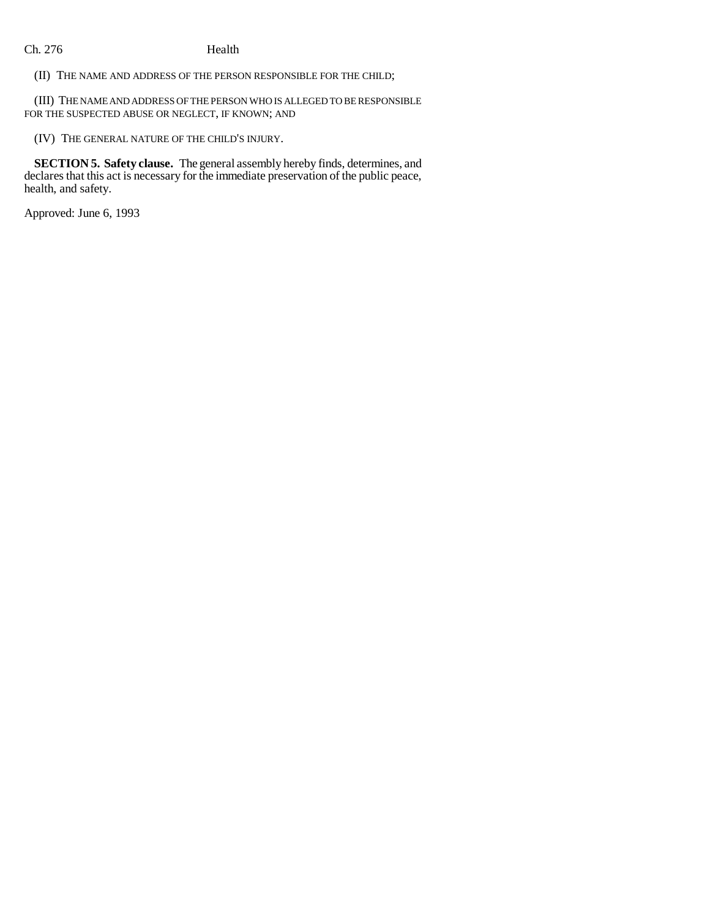(II) THE NAME AND ADDRESS OF THE PERSON RESPONSIBLE FOR THE CHILD;

(III) THE NAME AND ADDRESS OF THE PERSON WHO IS ALLEGED TO BE RESPONSIBLE FOR THE SUSPECTED ABUSE OR NEGLECT, IF KNOWN; AND

(IV) THE GENERAL NATURE OF THE CHILD'S INJURY.

**SECTION 5. Safety clause.** The general assembly hereby finds, determines, and declares that this act is necessary for the immediate preservation of the public peace, health, and safety.

Approved: June 6, 1993